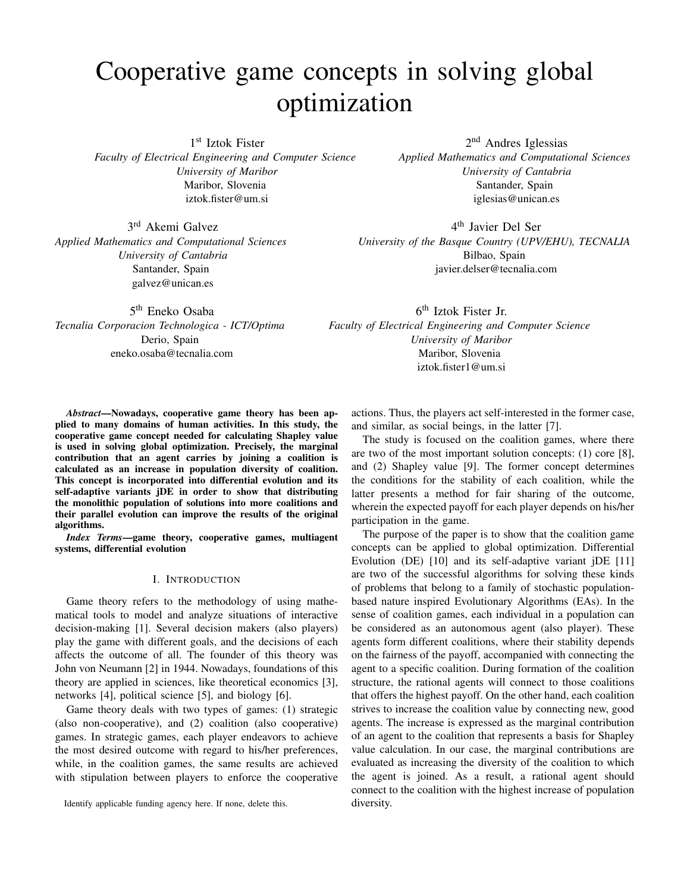# Cooperative game concepts in solving global optimization

1st Iztok Fister
*Faculty of Electrical Engineering and Computer Science*
*University of Maribor*
Maribor, Slovenia
iztok.fister@um.si

2nd Andres Iglessias
*Applied Mathematics and Computational Sciences*
*University of Cantabria*
Santander, Spain
iglesias@unican.es

3rd Akemi Galvez
*Applied Mathematics and Computational Sciences*
*University of Cantabria*
Santander, Spain
galvez@unican.es

4th Javier Del Ser
*University of the Basque Country (UPV/EHU), TECNALIA*
Bilbao, Spain
javier.delser@tecnalia.com

5th Eneko Osaba
*Tecnalia Corporacion Technologica - ICT/Optima*
Derio, Spain
eneko.osaba@tecnalia.com

6th Iztok Fister Jr.
*Faculty of Electrical Engineering and Computer Science*
*University of Maribor*
Maribor, Slovenia
iztok.fister1@um.si

***Abstract*—Nowadays, cooperative game theory has been applied to many domains of human activities. In this study, the cooperative game concept needed for calculating Shapley value is used in solving global optimization. Precisely, the marginal contribution that an agent carries by joining a coalition is calculated as an increase in population diversity of coalition. This concept is incorporated into differential evolution and its self-adaptive variants jDE in order to show that distributing the monolithic population of solutions into more coalitions and their parallel evolution can improve the results of the original algorithms.**

***Index Terms*—game theory, cooperative games, multiagent systems, differential evolution**

## I. Introduction

Game theory refers to the methodology of using mathematical tools to model and analyze situations of interactive decision-making [1]. Several decision makers (also players) play the game with different goals, and the decisions of each affects the outcome of all. The founder of this theory was John von Neumann [2] in 1944. Nowadays, foundations of this theory are applied in sciences, like theoretical economics [3], networks [4], political science [5], and biology [6].

Game theory deals with two types of games: (1) strategic (also non-cooperative), and (2) coalition (also cooperative) games. In strategic games, each player endeavors to achieve the most desired outcome with regard to his/her preferences, while, in the coalition games, the same results are achieved with stipulation between players to enforce the cooperative actions. Thus, the players act self-interested in the former case, and similar, as social beings, in the latter [7].

The study is focused on the coalition games, where there are two of the most important solution concepts: (1) core [8], and (2) Shapley value [9]. The former concept determines the conditions for the stability of each coalition, while the latter presents a method for fair sharing of the outcome, wherein the expected payoff for each player depends on his/her participation in the game.

The purpose of the paper is to show that the coalition game concepts can be applied to global optimization. Differential Evolution (DE) [10] and its self-adaptive variant jDE [11] are two of the successful algorithms for solving these kinds of problems that belong to a family of stochastic population-based nature inspired Evolutionary Algorithms (EAs). In the sense of coalition games, each individual in a population can be considered as an autonomous agent (also player). These agents form different coalitions, where their stability depends on the fairness of the payoff, accompanied with connecting the agent to a specific coalition. During formation of the coalition structure, the rational agents will connect to those coalitions that offers the highest payoff. On the other hand, each coalition strives to increase the coalition value by connecting new, good agents. The increase is expressed as the marginal contribution of an agent to the coalition that represents a basis for Shapley value calculation. In our case, the marginal contributions are evaluated as increasing the diversity of the coalition to which the agent is joined. As a result, a rational agent should connect to the coalition with the highest increase of population diversity.

Identify applicable funding agency here. If none, delete this.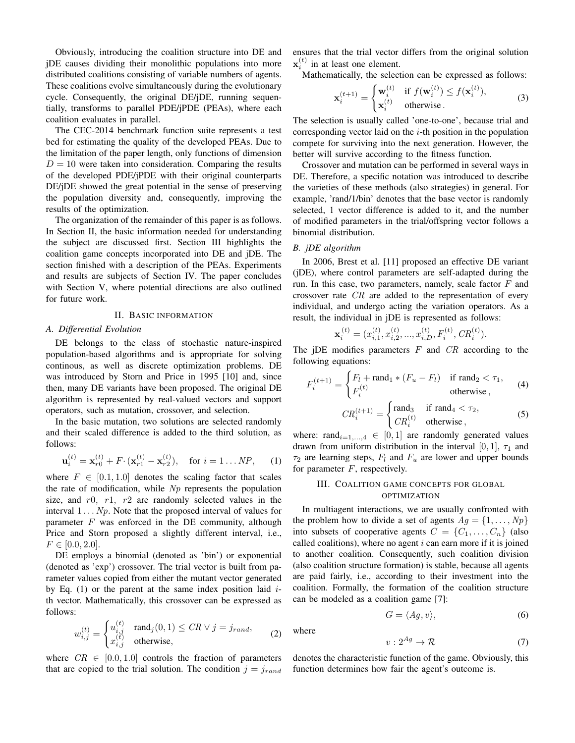Obviously, introducing the coalition structure into DE and jDE causes dividing their monolithic populations into more distributed coalitions consisting of variable numbers of agents. These coalitions evolve simultaneously during the evolutionary cycle. Consequently, the original DE/jDE, running sequentially, transforms to parallel PDE/jPDE (PEAs), where each coalition evaluates in parallel.

The CEC-2014 benchmark function suite represents a test bed for estimating the quality of the developed PEAs. Due to the limitation of the paper length, only functions of dimension $D = 10$ were taken into consideration. Comparing the results of the developed PDE/jPDE with their original counterparts DE/jDE showed the great potential in the sense of preserving the population diversity and, consequently, improving the results of the optimization.

The organization of the remainder of this paper is as follows. In Section II, the basic information needed for understanding the subject are discussed first. Section III highlights the coalition game concepts incorporated into DE and jDE. The section finished with a description of the PEAs. Experiments and results are subjects of Section IV. The paper concludes with Section V, where potential directions are also outlined for future work.

## II. Basic information

### A. Differential Evolution

DE belongs to the class of stochastic nature-inspired population-based algorithms and is appropriate for solving continous, as well as discrete optimization problems. DE was introduced by Storn and Price in 1995 [10] and, since then, many DE variants have been proposed. The original DE algorithm is represented by real-valued vectors and support operators, such as mutation, crossover, and selection.

In the basic mutation, two solutions are selected randomly and their scaled difference is added to the third solution, as follows:

$$\mathbf{u}_i^{(t)} = \mathbf{x}_{r0}^{(t)} + F \cdot (\mathbf{x}_{r1}^{(t)} - \mathbf{x}_{r2}^{(t)}), \quad \text{for } i = 1 \ldots NP, \tag{1}$$

where $F \in [0.1, 1.0]$ denotes the scaling factor that scales the rate of modification, while $Np$ represents the population size, and $r0,\ r1,\ r2$ are randomly selected values in the interval $1 \ldots Np$. Note that the proposed interval of values for parameter $F$ was enforced in the DE community, although Price and Storn proposed a slightly different interval, i.e., $F \in [0.0, 2.0]$.

DE employs a binomial (denoted as 'bin') or exponential (denoted as 'exp') crossover. The trial vector is built from parameter values copied from either the mutant vector generated by Eq. (1) or the parent at the same index position laid $i$-th vector. Mathematically, this crossover can be expressed as follows:

$$w_{i,j}^{(t)} = \begin{cases} u_{i,j}^{(t)} & \text{rand}_j(0,1) \leq CR \vee j = j_{rand}, \\ x_{i,j}^{(t)} & \text{otherwise}, \end{cases} \tag{2}$$

where $CR \in [0.0, 1.0]$ controls the fraction of parameters that are copied to the trial solution. The condition $j = j_{rand}$ ensures that the trial vector differs from the original solution $\mathbf{x}_i^{(t)}$ in at least one element.

Mathematically, the selection can be expressed as follows:

$$\mathbf{x}_i^{(t+1)} = \begin{cases} \mathbf{w}_i^{(t)} & \text{if } f(\mathbf{w}_i^{(t)}) \leq f(\mathbf{x}_i^{(t)}), \\ \mathbf{x}_i^{(t)} & \text{otherwise}. \end{cases} \tag{3}$$

The selection is usually called 'one-to-one', because trial and corresponding vector laid on the $i$-th position in the population compete for surviving into the next generation. However, the better will survive according to the fitness function.

Crossover and mutation can be performed in several ways in DE. Therefore, a specific notation was introduced to describe the varieties of these methods (also strategies) in general. For example, 'rand/1/bin' denotes that the base vector is randomly selected, 1 vector difference is added to it, and the number of modified parameters in the trial/offspring vector follows a binomial distribution.

### B. jDE algorithm

In 2006, Brest et al. [11] proposed an effective DE variant (jDE), where control parameters are self-adapted during the run. In this case, two parameters, namely, scale factor $F$ and crossover rate $CR$ are added to the representation of every individual, and undergo acting the variation operators. As a result, the individual in jDE is represented as follows:

$$\mathbf{x}_i^{(t)} = (x_{i,1}^{(t)}, x_{i,2}^{(t)}, ..., x_{i,D}^{(t)}, F_i^{(t)}, CR_i^{(t)}).$$

The jDE modifies parameters $F$ and $CR$ according to the following equations:

$$F_i^{(t+1)} = \begin{cases} F_l + \text{rand}_1 * (F_u - F_l) & \text{if } \text{rand}_2 < \tau_1, \\ F_i^{(t)} & \text{otherwise}, \end{cases} \tag{4}$$

$$CR_i^{(t+1)} = \begin{cases} \text{rand}_3 & \text{if } \text{rand}_4 < \tau_2, \\ CR_i^{(t)} & \text{otherwise}, \end{cases} \tag{5}$$

where: $\text{rand}_{i=1,...,4} \in [0, 1]$ are randomly generated values drawn from uniform distribution in the interval $[0, 1]$, $\tau_1$ and $\tau_2$ are learning steps, $F_l$ and $F_u$ are lower and upper bounds for parameter $F$, respectively.

## III. Coalition game concepts for global optimization

In multiagent interactions, we are usually confronted with the problem how to divide a set of agents $Ag = \{1, \ldots, Np\}$ into subsets of cooperative agents $C = \{C_1, \ldots, C_n\}$ (also called coalitions), where no agent $i$ can earn more if it is joined to another coalition. Consequently, such coalition division (also coalition structure formation) is stable, because all agents are paid fairly, i.e., according to their investment into the coalition. Formally, the formation of the coalition structure can be modeled as a coalition game [7]:

$$G = \langle Ag, v \rangle, \tag{6}$$

where

$$v : 2^{Ag} \to \mathcal{R} \tag{7}$$

denotes the characteristic function of the game. Obviously, this function determines how fair the agent's outcome is.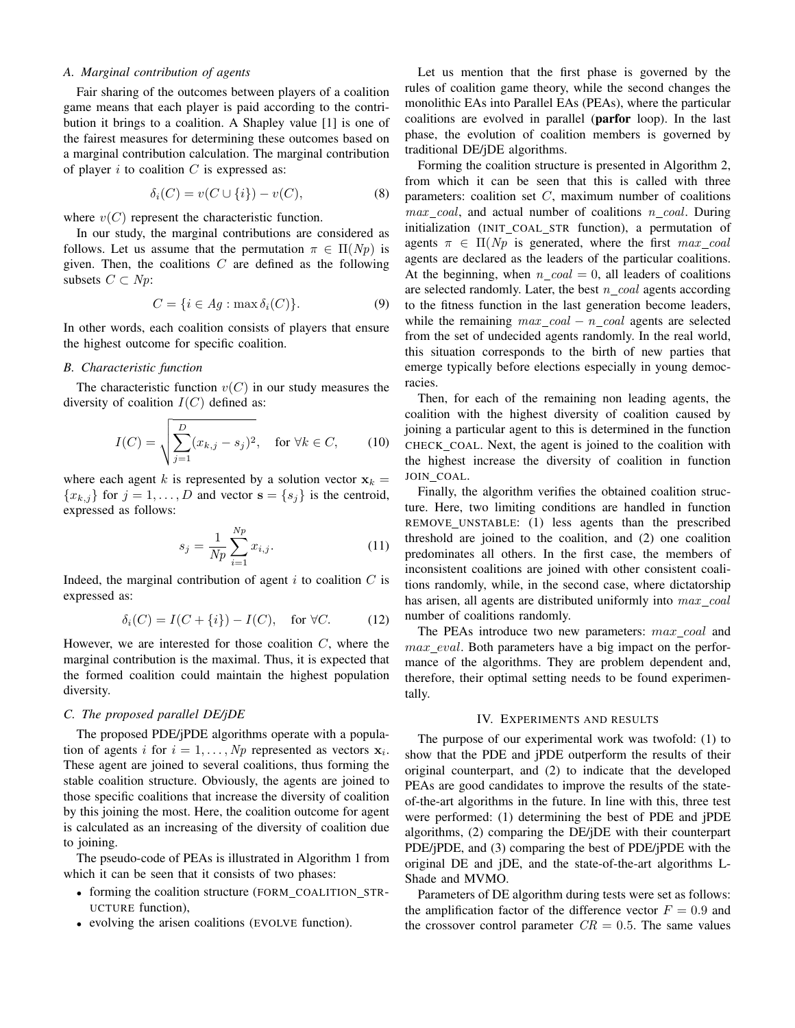### A. Marginal contribution of agents

Fair sharing of the outcomes between players of a coalition game means that each player is paid according to the contribution it brings to a coalition. A Shapley value [1] is one of the fairest measures for determining these outcomes based on a marginal contribution calculation. The marginal contribution of player $i$ to coalition $C$ is expressed as:

$$\delta_i(C) = v(C \cup \{i\}) - v(C), \tag{8}$$

where $v(C)$ represent the characteristic function.

In our study, the marginal contributions are considered as follows. Let us assume that the permutation $\pi \in \Pi(Np)$ is given. Then, the coalitions $C$ are defined as the following subsets $C \subset Np$:

$$C = \{i \in Ag : \max \delta_i(C)\}. \tag{9}$$

In other words, each coalition consists of players that ensure the highest outcome for specific coalition.

### B. Characteristic function

The characteristic function $v(C)$ in our study measures the diversity of coalition $I(C)$ defined as:

$$I(C) = \sqrt{\sum_{j=1}^{D} (x_{k,j} - s_j)^2}, \quad \text{for } \forall k \in C, \tag{10}$$

where each agent $k$ is represented by a solution vector $\mathbf{x}_k = \{x_{k,j}\}$ for $j = 1, \ldots, D$ and vector $\mathbf{s} = \{s_j\}$ is the centroid, expressed as follows:

$$s_j = \frac{1}{Np} \sum_{i=1}^{Np} x_{i,j}. \tag{11}$$

Indeed, the marginal contribution of agent $i$ to coalition $C$ is expressed as:

$$\delta_i(C) = I(C + \{i\}) - I(C), \quad \text{for } \forall C. \tag{12}$$

However, we are interested for those coalition $C$, where the marginal contribution is the maximal. Thus, it is expected that the formed coalition could maintain the highest population diversity.

### C. The proposed parallel DE/jDE

The proposed PDE/jPDE algorithms operate with a population of agents $i$ for $i = 1, \ldots, Np$ represented as vectors $\mathbf{x}_i$. These agent are joined to several coalitions, thus forming the stable coalition structure. Obviously, the agents are joined to those specific coalitions that increase the diversity of coalition by this joining the most. Here, the coalition outcome for agent is calculated as an increasing of the diversity of coalition due to joining.

The pseudo-code of PEAs is illustrated in Algorithm 1 from which it can be seen that it consists of two phases:

- forming the coalition structure (FORM_COALITION_STRUCTURE function),
- evolving the arisen coalitions (EVOLVE function).

Let us mention that the first phase is governed by the rules of coalition game theory, while the second changes the monolithic EAs into Parallel EAs (PEAs), where the particular coalitions are evolved in parallel (**parfor** loop). In the last phase, the evolution of coalition members is governed by traditional DE/jDE algorithms.

Forming the coalition structure is presented in Algorithm 2, from which it can be seen that this is called with three parameters: coalition set $C$, maximum number of coalitions $max\_coal$, and actual number of coalitions $n\_coal$. During initialization (INIT_COAL_STR function), a permutation of agents $\pi \in \Pi(Np$ is generated, where the first $max\_coal$ agents are declared as the leaders of the particular coalitions. At the beginning, when $n\_coal = 0$, all leaders of coalitions are selected randomly. Later, the best $n\_coal$ agents according to the fitness function in the last generation become leaders, while the remaining $max\_coal - n\_coal$ agents are selected from the set of undecided agents randomly. In the real world, this situation corresponds to the birth of new parties that emerge typically before elections especially in young democracies.

Then, for each of the remaining non leading agents, the coalition with the highest diversity of coalition caused by joining a particular agent to this is determined in the function CHECK_COAL. Next, the agent is joined to the coalition with the highest increase the diversity of coalition in function JOIN_COAL.

Finally, the algorithm verifies the obtained coalition structure. Here, two limiting conditions are handled in function REMOVE_UNSTABLE: (1) less agents than the prescribed threshold are joined to the coalition, and (2) one coalition predominates all others. In the first case, the members of inconsistent coalitions are joined with other consistent coalitions randomly, while, in the second case, where dictatorship has arisen, all agents are distributed uniformly into $max\_coal$ number of coalitions randomly.

The PEAs introduce two new parameters: $max\_coal$ and $max\_eval$. Both parameters have a big impact on the performance of the algorithms. They are problem dependent and, therefore, their optimal setting needs to be found experimentally.

## IV. Experiments and results

The purpose of our experimental work was twofold: (1) to show that the PDE and jPDE outperform the results of their original counterpart, and (2) to indicate that the developed PEAs are good candidates to improve the results of the state-of-the-art algorithms in the future. In line with this, three test were performed: (1) determining the best of PDE and jPDE algorithms, (2) comparing the DE/jDE with their counterpart PDE/jPDE, and (3) comparing the best of PDE/jPDE with the original DE and jDE, and the state-of-the-art algorithms L-Shade and MVMO.

Parameters of DE algorithm during tests were set as follows: the amplification factor of the difference vector $F = 0.9$ and the crossover control parameter $CR = 0.5$. The same values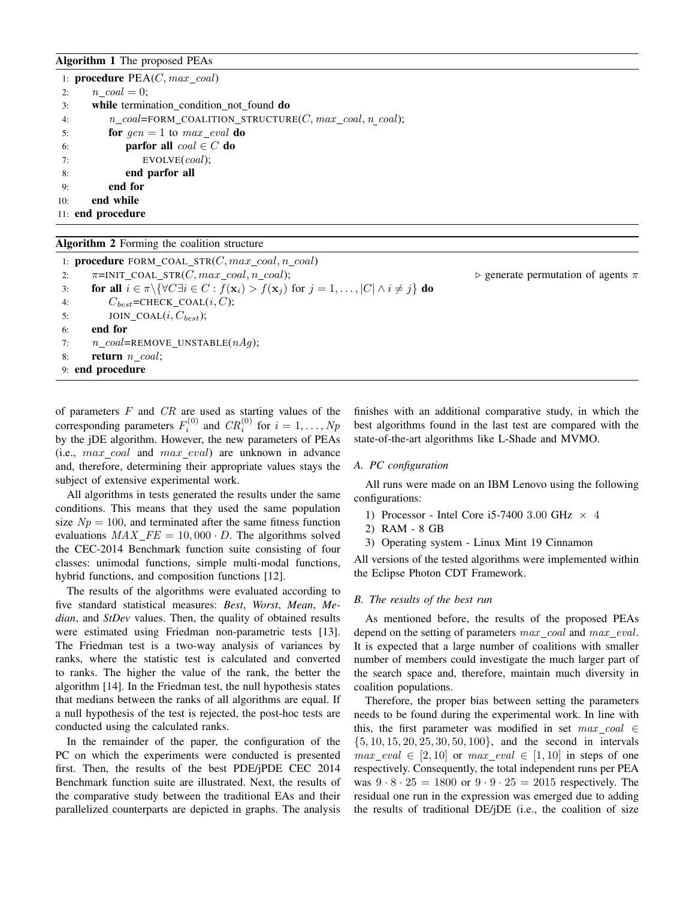**Algorithm 1** The proposed PEAs

```
1:  procedure PEA(C, max_coal)
2:      n_coal = 0;
3:      while termination_condition_not_found do
4:          n_coal=FORM_COALITION_STRUCTURE(C, max_coal, n_coal);
5:          for gen = 1 to max_eval do
6:              parfor all coal ∈ C do
7:                  EVOLVE(coal);
8:              end parfor all
9:          end for
10:     end while
11: end procedure
```

**Algorithm 2** Forming the coalition structure

```
1: procedure FORM_COAL_STR(C, max_coal, n_coal)
2:     π=INIT_COAL_STR(C, max_coal, n_coal);              ▷ generate permutation of agents π
3:     for all i ∈ π\{∀C∃i ∈ C : f(x_i) > f(x_j) for j = 1,...,|C| ∧ i ≠ j} do
4:         C_best=CHECK_COAL(i, C);
5:         JOIN_COAL(i, C_best);
6:     end for
7:     n_coal=REMOVE_UNSTABLE(nAg);
8:     return n_coal;
9: end procedure
```

of parameters $F$ and $CR$ are used as starting values of the corresponding parameters $F_i^{(0)}$ and $CR_i^{(0)}$ for $i = 1, \ldots, Np$ by the jDE algorithm. However, the new parameters of PEAs (i.e., $max\_coal$ and $max\_eval$) are unknown in advance and, therefore, determining their appropriate values stays the subject of extensive experimental work.

All algorithms in tests generated the results under the same conditions. This means that they used the same population size $Np = 100$, and terminated after the same fitness function evaluations $MAX\_FE = 10,000 \cdot D$. The algorithms solved the CEC-2014 Benchmark function suite consisting of four classes: unimodal functions, simple multi-modal functions, hybrid functions, and composition functions [12].

The results of the algorithms were evaluated according to five standard statistical measures: *Best*, *Worst*, *Mean*, *Median*, and *StDev* values. Then, the quality of obtained results were estimated using Friedman non-parametric tests [13]. The Friedman test is a two-way analysis of variances by ranks, where the statistic test is calculated and converted to ranks. The higher the value of the rank, the better the algorithm [14]. In the Friedman test, the null hypothesis states that medians between the ranks of all algorithms are equal. If a null hypothesis of the test is rejected, the post-hoc tests are conducted using the calculated ranks.

In the remainder of the paper, the configuration of the PC on which the experiments were conducted is presented first. Then, the results of the best PDE/jPDE CEC 2014 Benchmark function suite are illustrated. Next, the results of the comparative study between the traditional EAs and their parallelized counterparts are depicted in graphs. The analysis finishes with an additional comparative study, in which the best algorithms found in the last test are compared with the state-of-the-art algorithms like L-Shade and MVMO.

### A. PC configuration

All runs were made on an IBM Lenovo using the following configurations:

1) Processor - Intel Core i5-7400 3.00 GHz $\times$ 4
2) RAM - 8 GB
3) Operating system - Linux Mint 19 Cinnamon

All versions of the tested algorithms were implemented within the Eclipse Photon CDT Framework.

### B. The results of the best run

As mentioned before, the results of the proposed PEAs depend on the setting of parameters $max\_coal$ and $max\_eval$. It is expected that a large number of coalitions with smaller number of members could investigate the much larger part of the search space and, therefore, maintain much diversity in coalition populations.

Therefore, the proper bias between setting the parameters needs to be found during the experimental work. In line with this, the first parameter was modified in set $max\_coal \in \{5, 10, 15, 20, 25, 30, 50, 100\}$, and the second in intervals $max\_eval \in [2, 10]$ or $max\_eval \in [1, 10]$ in steps of one respectively. Consequently, the total independent runs per PEA was $9 \cdot 8 \cdot 25 = 1800$ or $9 \cdot 9 \cdot 25 = 2015$ respectively. The residual one run in the expression was emerged due to adding the results of traditional DE/jDE (i.e., the coalition of size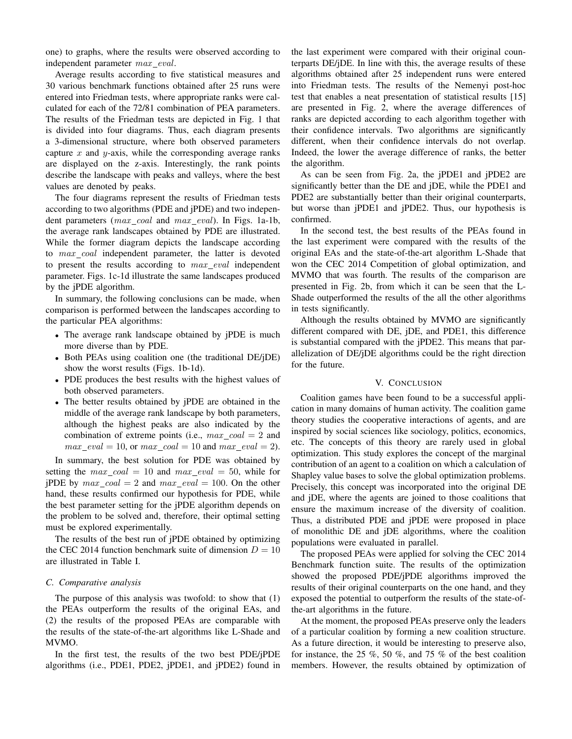one) to graphs, where the results were observed according to independent parameter $max\_eval$.

Average results according to five statistical measures and 30 various benchmark functions obtained after 25 runs were entered into Friedman tests, where appropriate ranks were calculated for each of the 72/81 combination of PEA parameters. The results of the Friedman tests are depicted in Fig. 1 that is divided into four diagrams. Thus, each diagram presents a 3-dimensional structure, where both observed parameters capture $x$ and $y$-axis, while the corresponding average ranks are displayed on the z-axis. Interestingly, the rank points describe the landscape with peaks and valleys, where the best values are denoted by peaks.

The four diagrams represent the results of Friedman tests according to two algorithms (PDE and jPDE) and two independent parameters ($max\_coal$ and $max\_eval$). In Figs. 1a-1b, the average rank landscapes obtained by PDE are illustrated. While the former diagram depicts the landscape according to $max\_coal$ independent parameter, the latter is devoted to present the results according to $max\_eval$ independent parameter. Figs. 1c-1d illustrate the same landscapes produced by the jPDE algorithm.

In summary, the following conclusions can be made, when comparison is performed between the landscapes according to the particular PEA algorithms:

- The average rank landscape obtained by jPDE is much more diverse than by PDE.
- Both PEAs using coalition one (the traditional DE/jDE) show the worst results (Figs. 1b-1d).
- PDE produces the best results with the highest values of both observed parameters.
- The better results obtained by jPDE are obtained in the middle of the average rank landscape by both parameters, although the highest peaks are also indicated by the combination of extreme points (i.e., $max\_coal = 2$ and $max\_eval = 10$, or $max\_coal = 10$ and $max\_eval = 2$).

In summary, the best solution for PDE was obtained by setting the $max\_coal = 10$ and $max\_eval = 50$, while for jPDE by $max\_coal = 2$ and $max\_eval = 100$. On the other hand, these results confirmed our hypothesis for PDE, while the best parameter setting for the jPDE algorithm depends on the problem to be solved and, therefore, their optimal setting must be explored experimentally.

The results of the best run of jPDE obtained by optimizing the CEC 2014 function benchmark suite of dimension $D = 10$ are illustrated in Table I.

### C. Comparative analysis

The purpose of this analysis was twofold: to show that (1) the PEAs outperform the results of the original EAs, and (2) the results of the proposed PEAs are comparable with the results of the state-of-the-art algorithms like L-Shade and MVMO.

In the first test, the results of the two best PDE/jPDE algorithms (i.e., PDE1, PDE2, jPDE1, and jPDE2) found in the last experiment were compared with their original counterparts DE/jDE. In line with this, the average results of these algorithms obtained after 25 independent runs were entered into Friedman tests. The results of the Nemenyi post-hoc test that enables a neat presentation of statistical results [15] are presented in Fig. 2, where the average differences of ranks are depicted according to each algorithm together with their confidence intervals. Two algorithms are significantly different, when their confidence intervals do not overlap. Indeed, the lower the average difference of ranks, the better the algorithm.

As can be seen from Fig. 2a, the jPDE1 and jPDE2 are significantly better than the DE and jDE, while the PDE1 and PDE2 are substantially better than their original counterparts, but worse than jPDE1 and jPDE2. Thus, our hypothesis is confirmed.

In the second test, the best results of the PEAs found in the last experiment were compared with the results of the original EAs and the state-of-the-art algorithm L-Shade that won the CEC 2014 Competition of global optimization, and MVMO that was fourth. The results of the comparison are presented in Fig. 2b, from which it can be seen that the L-Shade outperformed the results of the all the other algorithms in tests significantly.

Although the results obtained by MVMO are significantly different compared with DE, jDE, and PDE1, this difference is substantial compared with the jPDE2. This means that parallelization of DE/jDE algorithms could be the right direction for the future.

## V. Conclusion

Coalition games have been found to be a successful application in many domains of human activity. The coalition game theory studies the cooperative interactions of agents, and are inspired by social sciences like sociology, politics, economics, etc. The concepts of this theory are rarely used in global optimization. This study explores the concept of the marginal contribution of an agent to a coalition on which a calculation of Shapley value bases to solve the global optimization problems. Precisely, this concept was incorporated into the original DE and jDE, where the agents are joined to those coalitions that ensure the maximum increase of the diversity of coalition. Thus, a distributed PDE and jPDE were proposed in place of monolithic DE and jDE algorithms, where the coalition populations were evaluated in parallel.

The proposed PEAs were applied for solving the CEC 2014 Benchmark function suite. The results of the optimization showed the proposed PDE/jPDE algorithms improved the results of their original counterparts on the one hand, and they exposed the potential to outperform the results of the state-of-the-art algorithms in the future.

At the moment, the proposed PEAs preserve only the leaders of a particular coalition by forming a new coalition structure. As a future direction, it would be interesting to preserve also, for instance, the 25 %, 50 %, and 75 % of the best coalition members. However, the results obtained by optimization of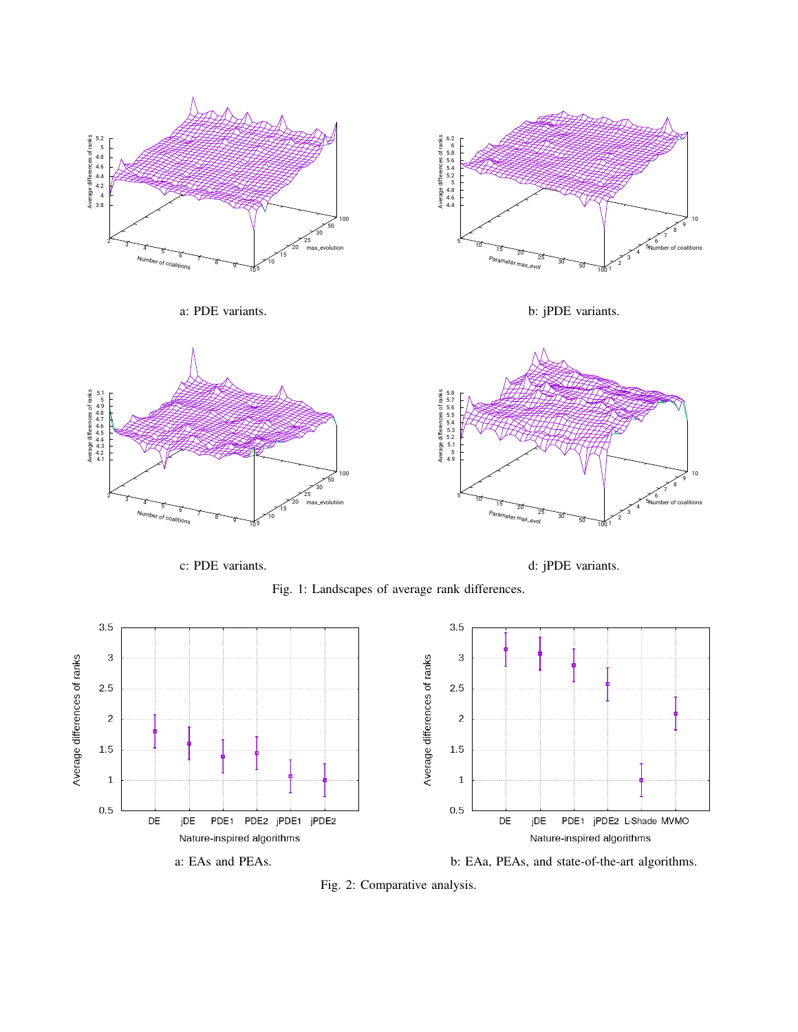a: PDE variants.

b: jPDE variants.

c: PDE variants.

d: jPDE variants.

Fig. 1: Landscapes of average rank differences.

a: EAs and PEAs.

b: EAa, PEAs, and state-of-the-art algorithms.

Fig. 2: Comparative analysis.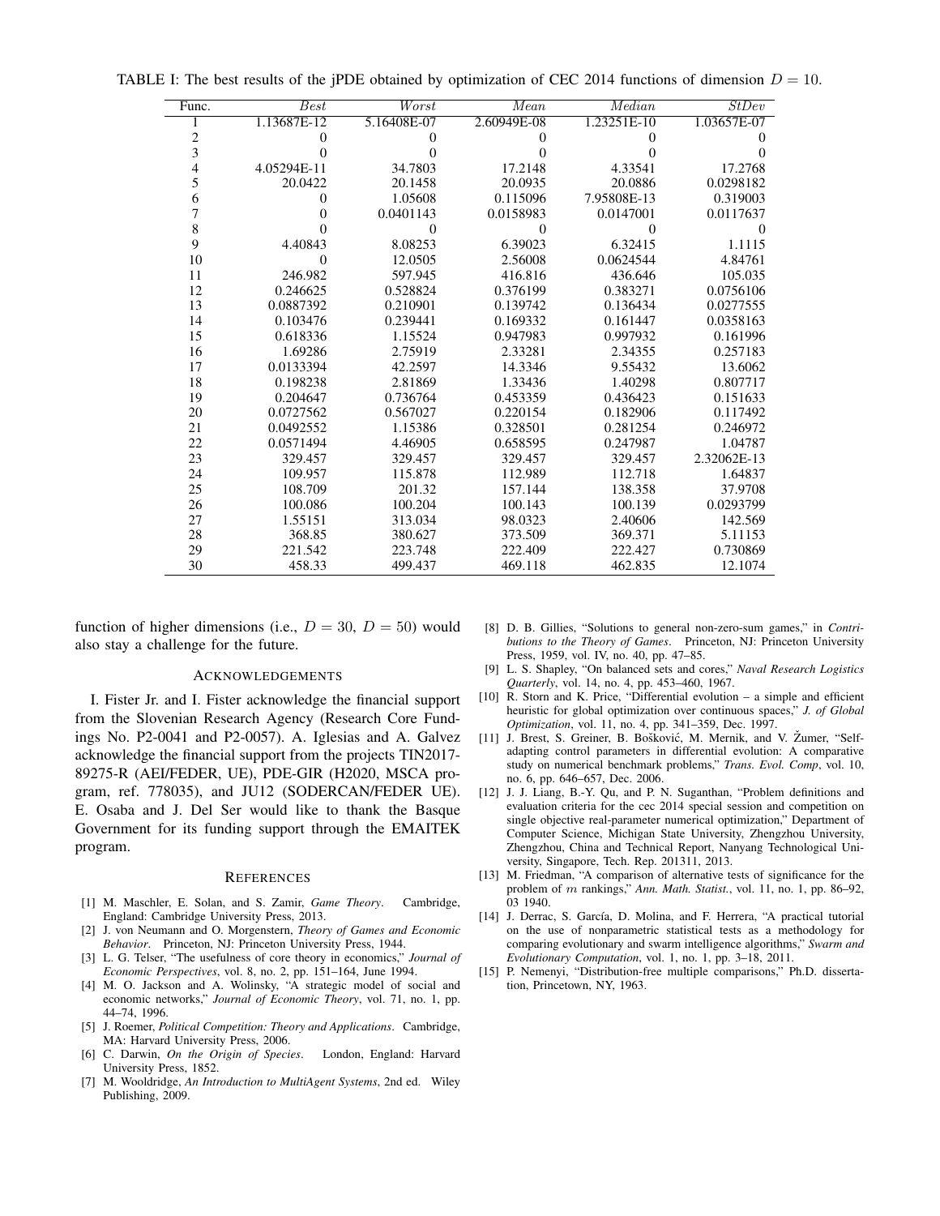TABLE I: The best results of the jPDE obtained by optimization of CEC 2014 functions of dimension $D = 10$.

| Func. | *Best* | *Worst* | *Mean* | *Median* | *StDev* |
|---|---|---|---|---|---|
| 1 | 1.13687E-12 | 5.16408E-07 | 2.60949E-08 | 1.23251E-10 | 1.03657E-07 |
| 2 | 0 | 0 | 0 | 0 | 0 |
| 3 | 0 | 0 | 0 | 0 | 0 |
| 4 | 4.05294E-11 | 34.7803 | 17.2148 | 4.33541 | 17.2768 |
| 5 | 20.0422 | 20.1458 | 20.0935 | 20.0886 | 0.0298182 |
| 6 | 0 | 1.05608 | 0.115096 | 7.95808E-13 | 0.319003 |
| 7 | 0 | 0.0401143 | 0.0158983 | 0.0147001 | 0.0117637 |
| 8 | 0 | 0 | 0 | 0 | 0 |
| 9 | 4.40843 | 8.08253 | 6.39023 | 6.32415 | 1.1115 |
| 10 | 0 | 12.0505 | 2.56008 | 0.0624544 | 4.84761 |
| 11 | 246.982 | 597.945 | 416.816 | 436.646 | 105.035 |
| 12 | 0.246625 | 0.528824 | 0.376199 | 0.383271 | 0.0756106 |
| 13 | 0.0887392 | 0.210901 | 0.139742 | 0.136434 | 0.0277555 |
| 14 | 0.103476 | 0.239441 | 0.169332 | 0.161447 | 0.0358163 |
| 15 | 0.618336 | 1.15524 | 0.947983 | 0.997932 | 0.161996 |
| 16 | 1.69286 | 2.75919 | 2.33281 | 2.34355 | 0.257183 |
| 17 | 0.0133394 | 42.2597 | 14.3346 | 9.55432 | 13.6062 |
| 18 | 0.198238 | 2.81869 | 1.33436 | 1.40298 | 0.807717 |
| 19 | 0.204647 | 0.736764 | 0.453359 | 0.436423 | 0.151633 |
| 20 | 0.0727562 | 0.567027 | 0.220154 | 0.182906 | 0.117492 |
| 21 | 0.0492552 | 1.15386 | 0.328501 | 0.281254 | 0.246972 |
| 22 | 0.0571494 | 4.46905 | 0.658595 | 0.247987 | 1.04787 |
| 23 | 329.457 | 329.457 | 329.457 | 329.457 | 2.32062E-13 |
| 24 | 109.957 | 115.878 | 112.989 | 112.718 | 1.64837 |
| 25 | 108.709 | 201.32 | 157.144 | 138.358 | 37.9708 |
| 26 | 100.086 | 100.204 | 100.143 | 100.139 | 0.0293799 |
| 27 | 1.55151 | 313.034 | 98.0323 | 2.40606 | 142.569 |
| 28 | 368.85 | 380.627 | 373.509 | 369.371 | 5.11153 |
| 29 | 221.542 | 223.748 | 222.409 | 222.427 | 0.730869 |
| 30 | 458.33 | 499.437 | 469.118 | 462.835 | 12.1074 |

function of higher dimensions (i.e., $D = 30$, $D = 50$) would also stay a challenge for the future.

## ACKNOWLEDGEMENTS

I. Fister Jr. and I. Fister acknowledge the financial support from the Slovenian Research Agency (Research Core Fundings No. P2-0041 and P2-0057). A. Iglesias and A. Galvez acknowledge the financial support from the projects TIN2017-89275-R (AEI/FEDER, UE), PDE-GIR (H2020, MSCA program, ref. 778035), and JU12 (SODERCAN/FEDER UE). E. Osaba and J. Del Ser would like to thank the Basque Government for its funding support through the EMAITEK program.

## REFERENCES

[1] M. Maschler, E. Solan, and S. Zamir, *Game Theory*. Cambridge, England: Cambridge University Press, 2013.

[2] J. von Neumann and O. Morgenstern, *Theory of Games and Economic Behavior*. Princeton, NJ: Princeton University Press, 1944.

[3] L. G. Telser, "The usefulness of core theory in economics," *Journal of Economic Perspectives*, vol. 8, no. 2, pp. 151–164, June 1994.

[4] M. O. Jackson and A. Wolinsky, "A strategic model of social and economic networks," *Journal of Economic Theory*, vol. 71, no. 1, pp. 44–74, 1996.

[5] J. Roemer, *Political Competition: Theory and Applications*. Cambridge, MA: Harvard University Press, 2006.

[6] C. Darwin, *On the Origin of Species*. London, England: Harvard University Press, 1852.

[7] M. Wooldridge, *An Introduction to MultiAgent Systems*, 2nd ed. Wiley Publishing, 2009.

[8] D. B. Gillies, "Solutions to general non-zero-sum games," in *Contributions to the Theory of Games*. Princeton, NJ: Princeton University Press, 1959, vol. IV, no. 40, pp. 47–85.

[9] L. S. Shapley, "On balanced sets and cores," *Naval Research Logistics Quarterly*, vol. 14, no. 4, pp. 453–460, 1967.

[10] R. Storn and K. Price, "Differential evolution – a simple and efficient heuristic for global optimization over continuous spaces," *J. of Global Optimization*, vol. 11, no. 4, pp. 341–359, Dec. 1997.

[11] J. Brest, S. Greiner, B. Bošković, M. Mernik, and V. Žumer, "Self-adapting control parameters in differential evolution: A comparative study on numerical benchmark problems," *Trans. Evol. Comp*, vol. 10, no. 6, pp. 646–657, Dec. 2006.

[12] J. J. Liang, B.-Y. Qu, and P. N. Suganthan, "Problem definitions and evaluation criteria for the cec 2014 special session and competition on single objective real-parameter numerical optimization," Department of Computer Science, Michigan State University, Zhengzhou University, Zhengzhou, China and Technical Report, Nanyang Technological University, Singapore, Tech. Rep. 201311, 2013.

[13] M. Friedman, "A comparison of alternative tests of significance for the problem of $m$ rankings," *Ann. Math. Statist.*, vol. 11, no. 1, pp. 86–92, 03 1940.

[14] J. Derrac, S. García, D. Molina, and F. Herrera, "A practical tutorial on the use of nonparametric statistical tests as a methodology for comparing evolutionary and swarm intelligence algorithms," *Swarm and Evolutionary Computation*, vol. 1, no. 1, pp. 3–18, 2011.

[15] P. Nemenyi, "Distribution-free multiple comparisons," Ph.D. dissertation, Princetown, NY, 1963.